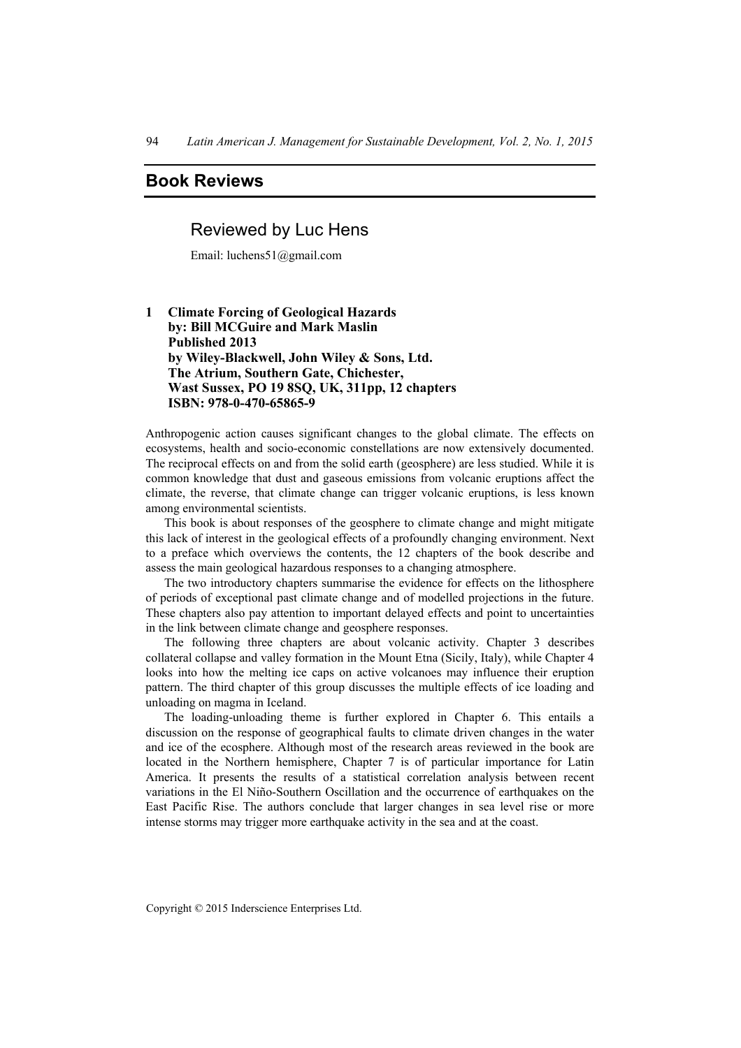## Book Reviews

### Reviewed by Luc Hens

Email: luchens51@gmail.com

**1 Climate Forcing of Geological Hazards**
**by: Bill MCGuire and Mark Maslin**
**Published 2013**
**by Wiley-Blackwell, John Wiley & Sons, Ltd.**
**The Atrium, Southern Gate, Chichester,**
**Wast Sussex, PO 19 8SQ, UK, 311pp, 12 chapters**
**ISBN: 978-0-470-65865-9**

Anthropogenic action causes significant changes to the global climate. The effects on ecosystems, health and socio-economic constellations are now extensively documented. The reciprocal effects on and from the solid earth (geosphere) are less studied. While it is common knowledge that dust and gaseous emissions from volcanic eruptions affect the climate, the reverse, that climate change can trigger volcanic eruptions, is less known among environmental scientists.

This book is about responses of the geosphere to climate change and might mitigate this lack of interest in the geological effects of a profoundly changing environment. Next to a preface which overviews the contents, the 12 chapters of the book describe and assess the main geological hazardous responses to a changing atmosphere.

The two introductory chapters summarise the evidence for effects on the lithosphere of periods of exceptional past climate change and of modelled projections in the future. These chapters also pay attention to important delayed effects and point to uncertainties in the link between climate change and geosphere responses.

The following three chapters are about volcanic activity. Chapter 3 describes collateral collapse and valley formation in the Mount Etna (Sicily, Italy), while Chapter 4 looks into how the melting ice caps on active volcanoes may influence their eruption pattern. The third chapter of this group discusses the multiple effects of ice loading and unloading on magma in Iceland.

The loading-unloading theme is further explored in Chapter 6. This entails a discussion on the response of geographical faults to climate driven changes in the water and ice of the ecosphere. Although most of the research areas reviewed in the book are located in the Northern hemisphere, Chapter 7 is of particular importance for Latin America. It presents the results of a statistical correlation analysis between recent variations in the El Niño-Southern Oscillation and the occurrence of earthquakes on the East Pacific Rise. The authors conclude that larger changes in sea level rise or more intense storms may trigger more earthquake activity in the sea and at the coast.

Copyright © 2015 Inderscience Enterprises Ltd.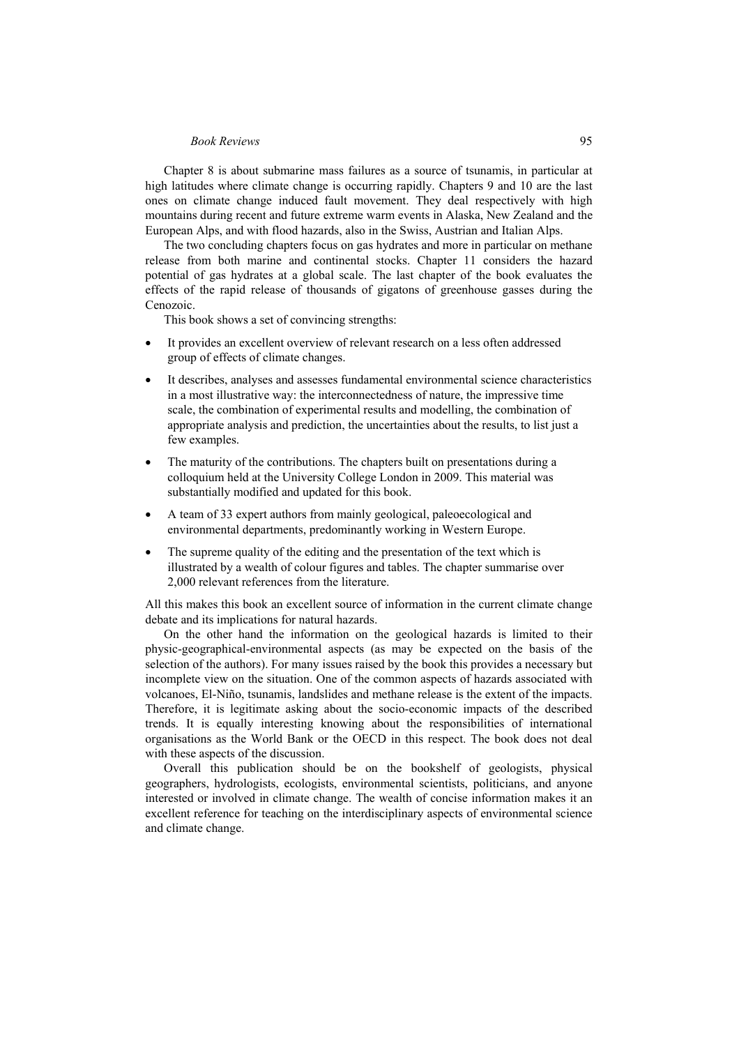Chapter 8 is about submarine mass failures as a source of tsunamis, in particular at high latitudes where climate change is occurring rapidly. Chapters 9 and 10 are the last ones on climate change induced fault movement. They deal respectively with high mountains during recent and future extreme warm events in Alaska, New Zealand and the European Alps, and with flood hazards, also in the Swiss, Austrian and Italian Alps.

The two concluding chapters focus on gas hydrates and more in particular on methane release from both marine and continental stocks. Chapter 11 considers the hazard potential of gas hydrates at a global scale. The last chapter of the book evaluates the effects of the rapid release of thousands of gigatons of greenhouse gasses during the Cenozoic.

This book shows a set of convincing strengths:

- It provides an excellent overview of relevant research on a less often addressed group of effects of climate changes.
- It describes, analyses and assesses fundamental environmental science characteristics in a most illustrative way: the interconnectedness of nature, the impressive time scale, the combination of experimental results and modelling, the combination of appropriate analysis and prediction, the uncertainties about the results, to list just a few examples.
- The maturity of the contributions. The chapters built on presentations during a colloquium held at the University College London in 2009. This material was substantially modified and updated for this book.
- A team of 33 expert authors from mainly geological, paleoecological and environmental departments, predominantly working in Western Europe.
- The supreme quality of the editing and the presentation of the text which is illustrated by a wealth of colour figures and tables. The chapter summarise over 2,000 relevant references from the literature.

All this makes this book an excellent source of information in the current climate change debate and its implications for natural hazards.

On the other hand the information on the geological hazards is limited to their physic-geographical-environmental aspects (as may be expected on the basis of the selection of the authors). For many issues raised by the book this provides a necessary but incomplete view on the situation. One of the common aspects of hazards associated with volcanoes, El-Niño, tsunamis, landslides and methane release is the extent of the impacts. Therefore, it is legitimate asking about the socio-economic impacts of the described trends. It is equally interesting knowing about the responsibilities of international organisations as the World Bank or the OECD in this respect. The book does not deal with these aspects of the discussion.

Overall this publication should be on the bookshelf of geologists, physical geographers, hydrologists, ecologists, environmental scientists, politicians, and anyone interested or involved in climate change. The wealth of concise information makes it an excellent reference for teaching on the interdisciplinary aspects of environmental science and climate change.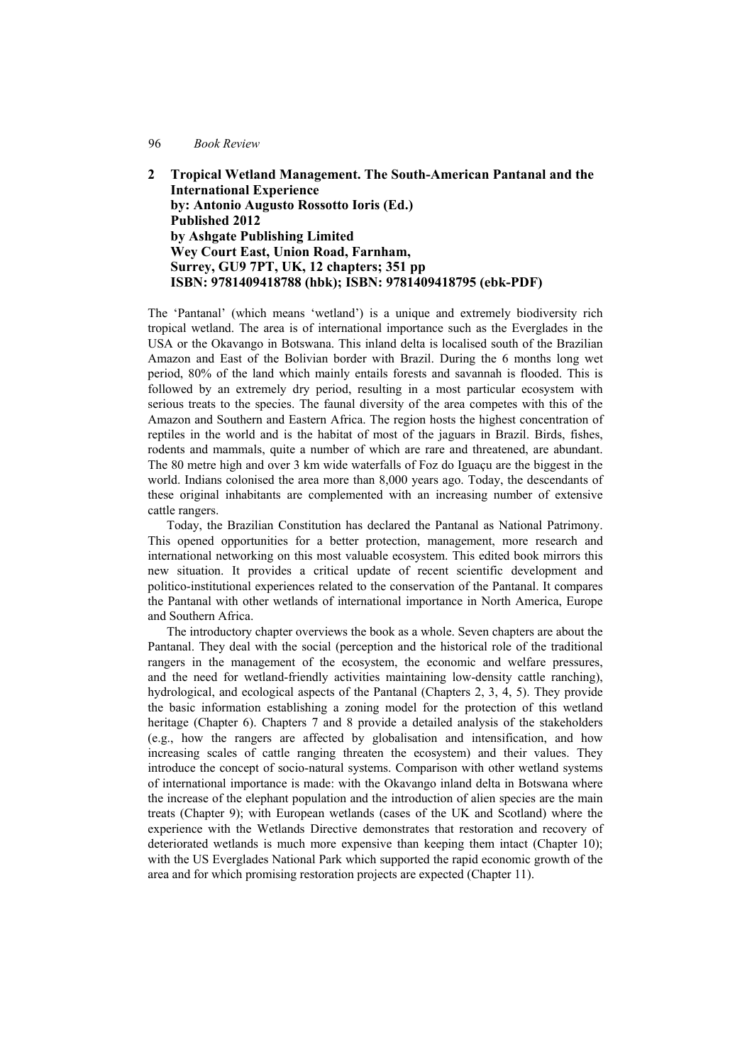## 2 Tropical Wetland Management. The South-American Pantanal and the International Experience

**by: Antonio Augusto Rossotto Ioris (Ed.)**
**Published 2012**
**by Ashgate Publishing Limited**
**Wey Court East, Union Road, Farnham,**
**Surrey, GU9 7PT, UK, 12 chapters; 351 pp**
**ISBN: 9781409418788 (hbk); ISBN: 9781409418795 (ebk-PDF)**

The 'Pantanal' (which means 'wetland') is a unique and extremely biodiversity rich tropical wetland. The area is of international importance such as the Everglades in the USA or the Okavango in Botswana. This inland delta is localised south of the Brazilian Amazon and East of the Bolivian border with Brazil. During the 6 months long wet period, 80% of the land which mainly entails forests and savannah is flooded. This is followed by an extremely dry period, resulting in a most particular ecosystem with serious treats to the species. The faunal diversity of the area competes with this of the Amazon and Southern and Eastern Africa. The region hosts the highest concentration of reptiles in the world and is the habitat of most of the jaguars in Brazil. Birds, fishes, rodents and mammals, quite a number of which are rare and threatened, are abundant. The 80 metre high and over 3 km wide waterfalls of Foz do Iguaçu are the biggest in the world. Indians colonised the area more than 8,000 years ago. Today, the descendants of these original inhabitants are complemented with an increasing number of extensive cattle rangers.

Today, the Brazilian Constitution has declared the Pantanal as National Patrimony. This opened opportunities for a better protection, management, more research and international networking on this most valuable ecosystem. This edited book mirrors this new situation. It provides a critical update of recent scientific development and politico-institutional experiences related to the conservation of the Pantanal. It compares the Pantanal with other wetlands of international importance in North America, Europe and Southern Africa.

The introductory chapter overviews the book as a whole. Seven chapters are about the Pantanal. They deal with the social (perception and the historical role of the traditional rangers in the management of the ecosystem, the economic and welfare pressures, and the need for wetland-friendly activities maintaining low-density cattle ranching), hydrological, and ecological aspects of the Pantanal (Chapters 2, 3, 4, 5). They provide the basic information establishing a zoning model for the protection of this wetland heritage (Chapter 6). Chapters 7 and 8 provide a detailed analysis of the stakeholders (e.g., how the rangers are affected by globalisation and intensification, and how increasing scales of cattle ranging threaten the ecosystem) and their values. They introduce the concept of socio-natural systems. Comparison with other wetland systems of international importance is made: with the Okavango inland delta in Botswana where the increase of the elephant population and the introduction of alien species are the main treats (Chapter 9); with European wetlands (cases of the UK and Scotland) where the experience with the Wetlands Directive demonstrates that restoration and recovery of deteriorated wetlands is much more expensive than keeping them intact (Chapter 10); with the US Everglades National Park which supported the rapid economic growth of the area and for which promising restoration projects are expected (Chapter 11).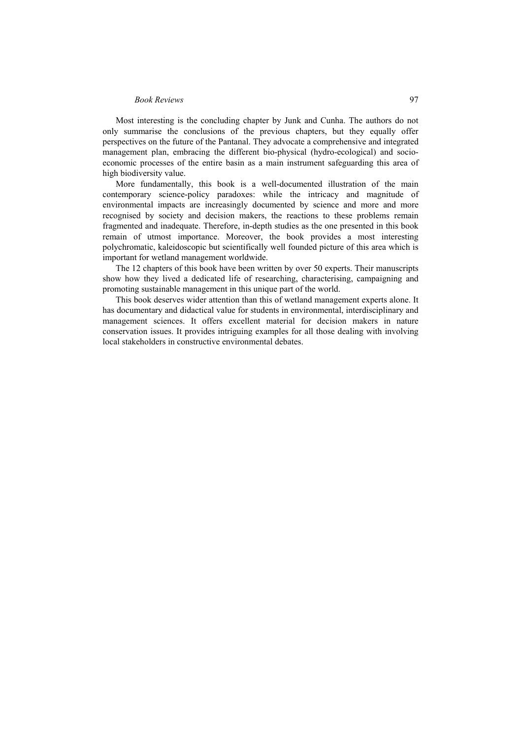Most interesting is the concluding chapter by Junk and Cunha. The authors do not only summarise the conclusions of the previous chapters, but they equally offer perspectives on the future of the Pantanal. They advocate a comprehensive and integrated management plan, embracing the different bio-physical (hydro-ecological) and socio-economic processes of the entire basin as a main instrument safeguarding this area of high biodiversity value.

More fundamentally, this book is a well-documented illustration of the main contemporary science-policy paradoxes: while the intricacy and magnitude of environmental impacts are increasingly documented by science and more and more recognised by society and decision makers, the reactions to these problems remain fragmented and inadequate. Therefore, in-depth studies as the one presented in this book remain of utmost importance. Moreover, the book provides a most interesting polychromatic, kaleidoscopic but scientifically well founded picture of this area which is important for wetland management worldwide.

The 12 chapters of this book have been written by over 50 experts. Their manuscripts show how they lived a dedicated life of researching, characterising, campaigning and promoting sustainable management in this unique part of the world.

This book deserves wider attention than this of wetland management experts alone. It has documentary and didactical value for students in environmental, interdisciplinary and management sciences. It offers excellent material for decision makers in nature conservation issues. It provides intriguing examples for all those dealing with involving local stakeholders in constructive environmental debates.